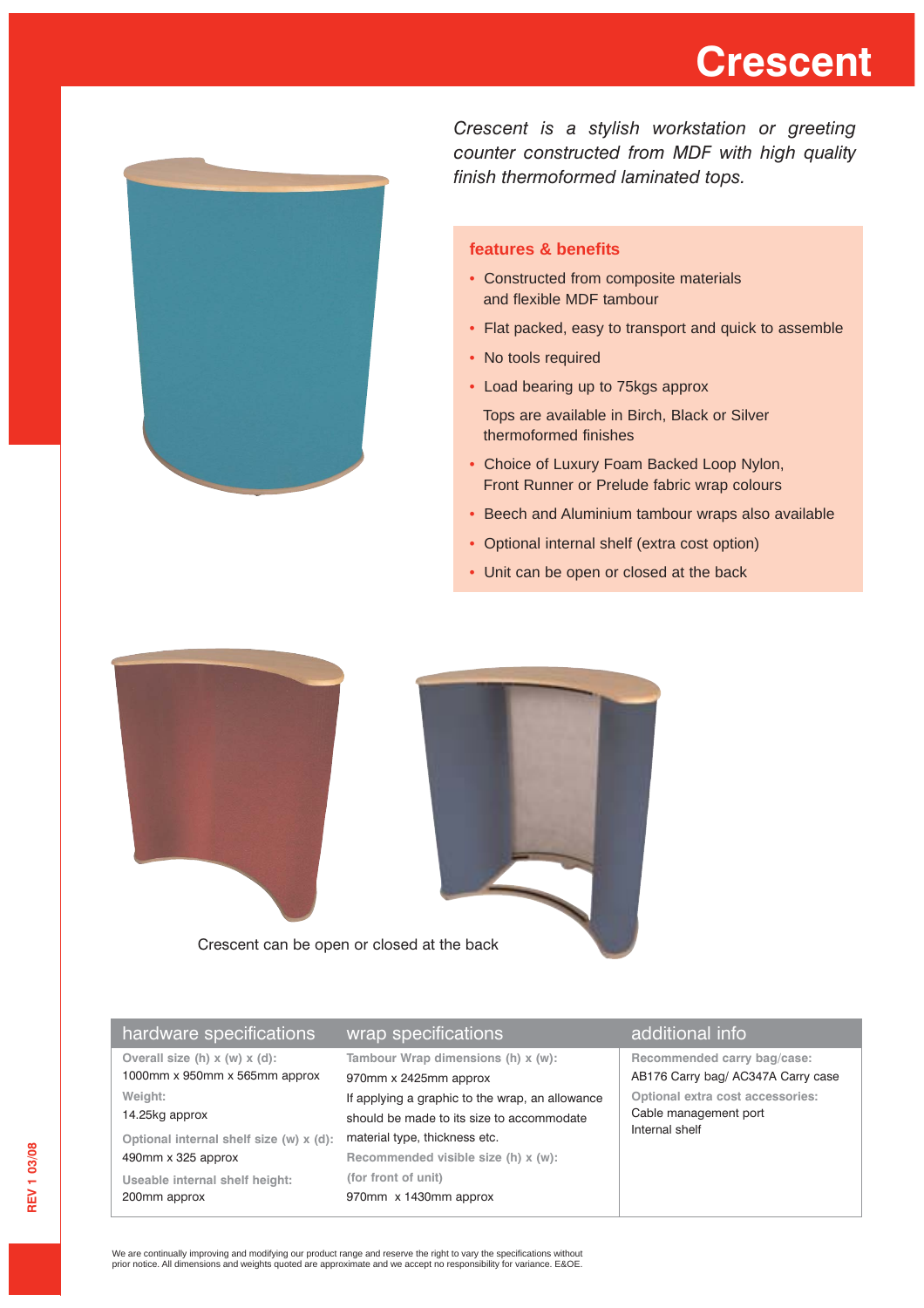# Crescent

*Crescent is a stylish workstation or greeting counter constructed from MDF with high quality finish thermoformed laminated tops.*

## features & benefits

- Constructed from composite materials and flexible MDF tambour
- Flat packed, easy to transport and quick to assemble
- No tools required
- Load bearing up to 75kgs approx

  Tops are available in Birch, Black or Silver thermoformed finishes
- Choice of Luxury Foam Backed Loop Nylon, Front Runner or Prelude fabric wrap colours
- Beech and Aluminium tambour wraps also available
- Optional internal shelf (extra cost option)
- Unit can be open or closed at the back

Crescent can be open or closed at the back

## hardware specifications

**Overall size (h) x (w) x (d):**
1000mm x 950mm x 565mm approx

**Weight:**
14.25kg approx

**Optional internal shelf size (w) x (d):**
490mm x 325 approx

**Useable internal shelf height:**
200mm approx

## wrap specifications

**Tambour Wrap dimensions (h) x (w):**
970mm x 2425mm approx

If applying a graphic to the wrap, an allowance should be made to its size to accommodate material type, thickness etc.

**Recommended visible size (h) x (w):**
**(for front of unit)**
970mm x 1430mm approx

## additional info

**Recommended carry bag/case:**
AB176 Carry bag/ AC347A Carry case

**Optional extra cost accessories:**
Cable management port
Internal shelf

We are continually improving and modifying our product range and reserve the right to vary the specifications without prior notice. All dimensions and weights quoted are approximate and we accept no responsibility for variance. E&OE.

REV 1 03/08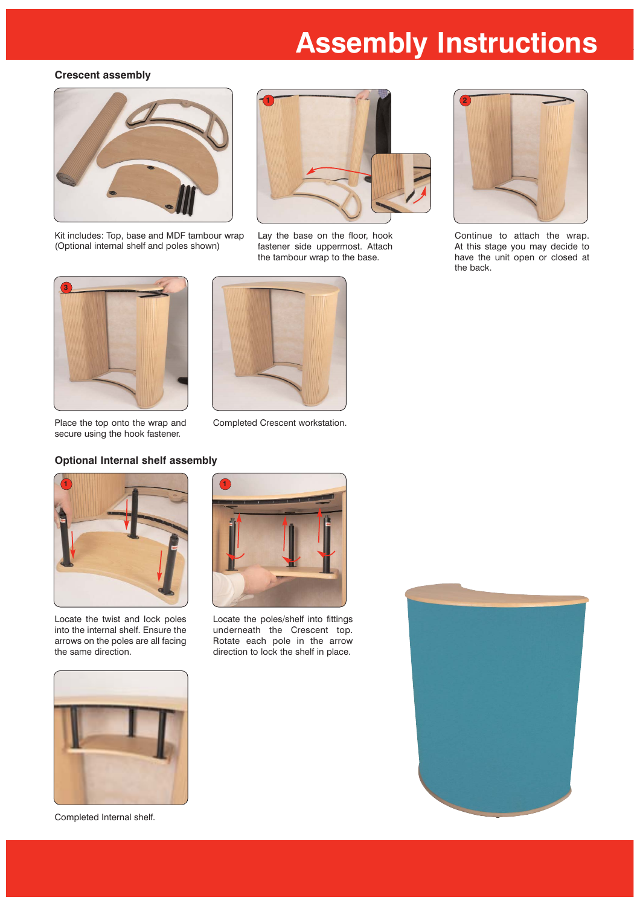# Assembly Instructions

## Crescent assembly

Kit includes: Top, base and MDF tambour wrap (Optional internal shelf and poles shown)

Lay the base on the floor, hook fastener side uppermost. Attach the tambour wrap to the base.

Continue to attach the wrap. At this stage you may decide to have the unit open or closed at the back.

Place the top onto the wrap and secure using the hook fastener.

Completed Crescent workstation.

## Optional Internal shelf assembly

Locate the twist and lock poles into the internal shelf. Ensure the arrows on the poles are all facing the same direction.

Locate the poles/shelf into fittings underneath the Crescent top. Rotate each pole in the arrow direction to lock the shelf in place.

Completed Internal shelf.